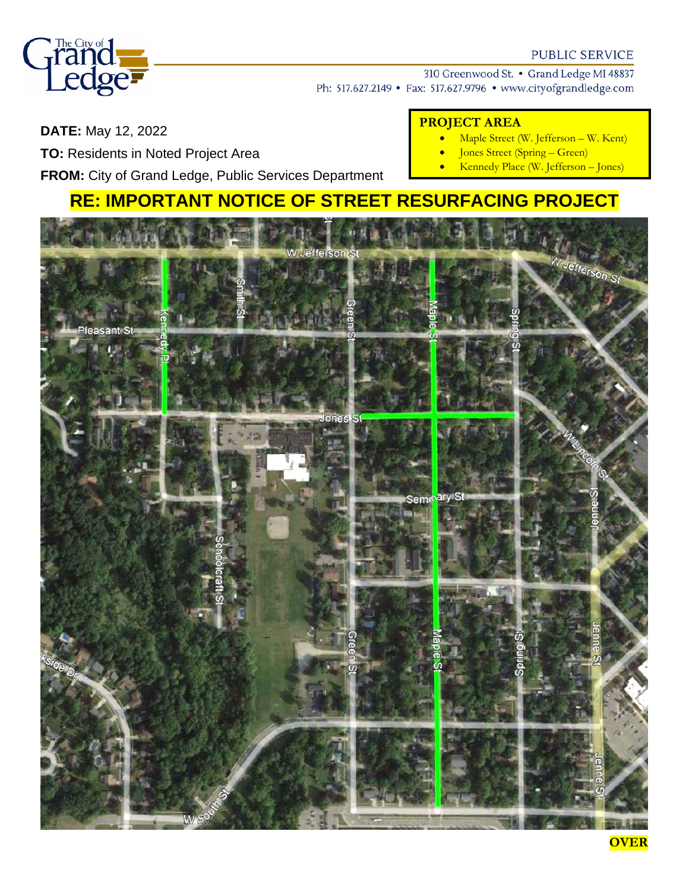PUBLIC SERVICE

310 Greenwood St. • Grand Ledge MI 48837
Ph: 517.627.2149 • Fax: 517.627.9796 • www.cityofgrandledge.com

**DATE:** May 12, 2022

**TO:** Residents in Noted Project Area

**FROM:** City of Grand Ledge, Public Services Department

**PROJECT AREA**

- Maple Street (W. Jefferson – W. Kent)
- Jones Street (Spring – Green)
- Kennedy Place (W. Jefferson – Jones)

# RE: IMPORTANT NOTICE OF STREET RESURFACING PROJECT

**OVER**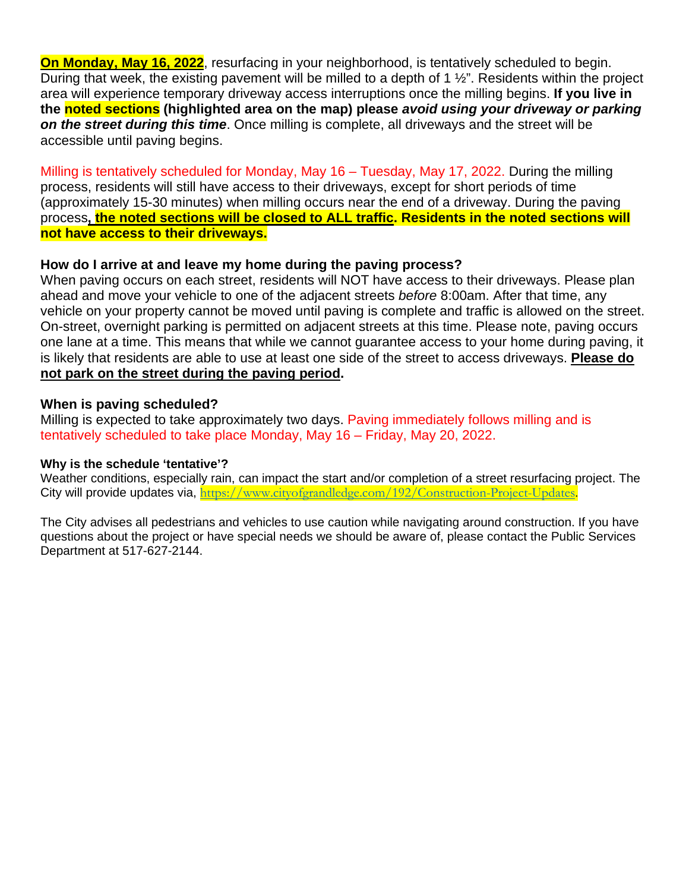**On Monday, May 16, 2022**, resurfacing in your neighborhood, is tentatively scheduled to begin. During that week, the existing pavement will be milled to a depth of 1 ½". Residents within the project area will experience temporary driveway access interruptions once the milling begins. **If you live in the noted sections (highlighted area on the map) please *avoid using your driveway or parking on the street during this time***. Once milling is complete, all driveways and the street will be accessible until paving begins.

Milling is tentatively scheduled for Monday, May 16 – Tuesday, May 17, 2022. During the milling process, residents will still have access to their driveways, except for short periods of time (approximately 15-30 minutes) when milling occurs near the end of a driveway. During the paving process**, the noted sections will be closed to ALL traffic. Residents in the noted sections will not have access to their driveways.**

**How do I arrive at and leave my home during the paving process?**

When paving occurs on each street, residents will NOT have access to their driveways. Please plan ahead and move your vehicle to one of the adjacent streets *before* 8:00am. After that time, any vehicle on your property cannot be moved until paving is complete and traffic is allowed on the street. On-street, overnight parking is permitted on adjacent streets at this time. Please note, paving occurs one lane at a time. This means that while we cannot guarantee access to your home during paving, it is likely that residents are able to use at least one side of the street to access driveways. **Please do not park on the street during the paving period.**

**When is paving scheduled?**

Milling is expected to take approximately two days. Paving immediately follows milling and is tentatively scheduled to take place Monday, May 16 – Friday, May 20, 2022.

**Why is the schedule 'tentative'?**

Weather conditions, especially rain, can impact the start and/or completion of a street resurfacing project. The City will provide updates via, https://www.cityofgrandledge.com/192/Construction-Project-Updates.

The City advises all pedestrians and vehicles to use caution while navigating around construction. If you have questions about the project or have special needs we should be aware of, please contact the Public Services Department at 517-627-2144.